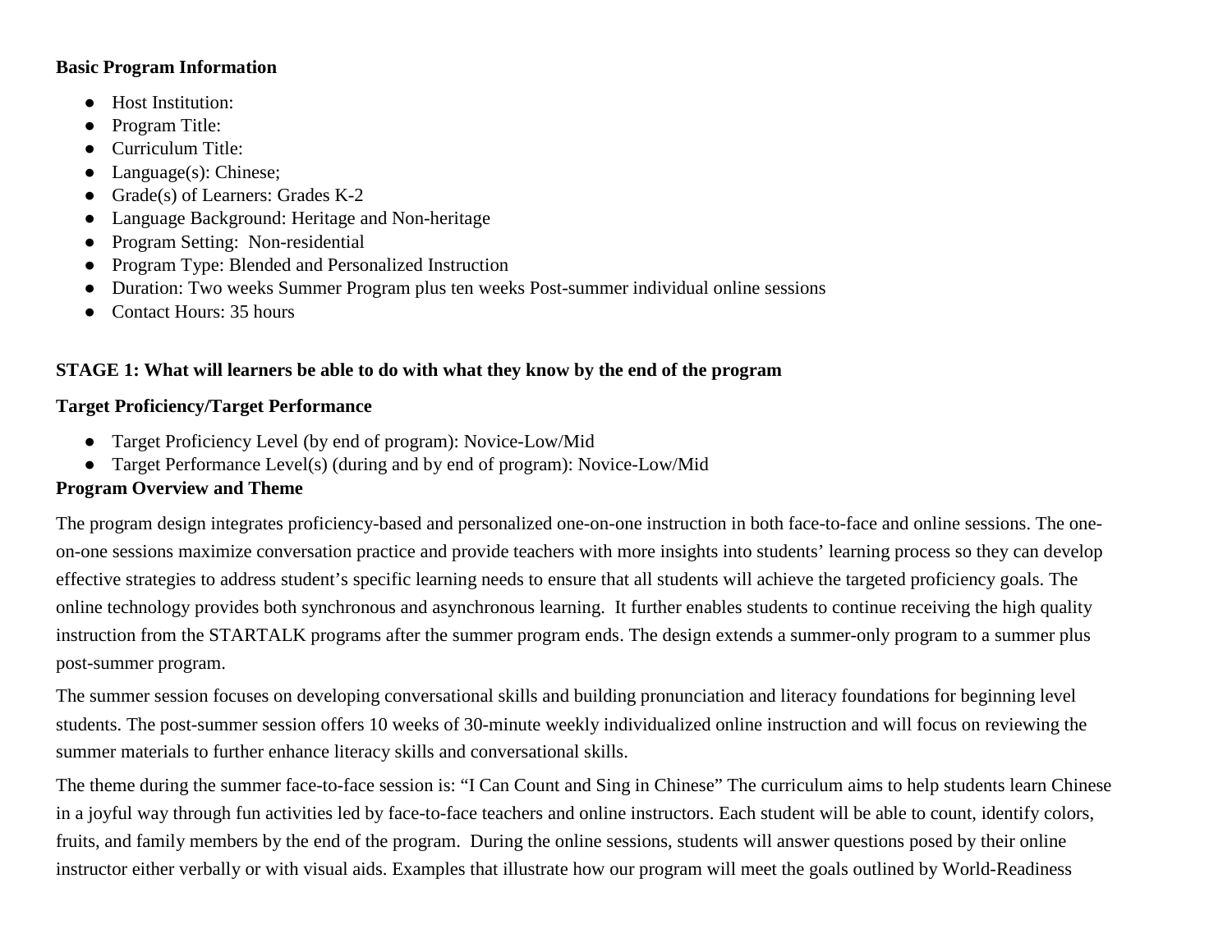**Basic Program Information**

- Host Institution:
- Program Title:
- Curriculum Title:
- Language(s): Chinese;
- Grade(s) of Learners: Grades K-2
- Language Background: Heritage and Non-heritage
- Program Setting: Non-residential
- Program Type: Blended and Personalized Instruction
- Duration: Two weeks Summer Program plus ten weeks Post-summer individual online sessions
- Contact Hours: 35 hours

**STAGE 1: What will learners be able to do with what they know by the end of the program**

**Target Proficiency/Target Performance**

- Target Proficiency Level (by end of program): Novice-Low/Mid
- Target Performance Level(s) (during and by end of program): Novice-Low/Mid

**Program Overview and Theme**

The program design integrates proficiency-based and personalized one-on-one instruction in both face-to-face and online sessions. The one-on-one sessions maximize conversation practice and provide teachers with more insights into students' learning process so they can develop effective strategies to address student's specific learning needs to ensure that all students will achieve the targeted proficiency goals. The online technology provides both synchronous and asynchronous learning. It further enables students to continue receiving the high quality instruction from the STARTALK programs after the summer program ends. The design extends a summer-only program to a summer plus post-summer program.

The summer session focuses on developing conversational skills and building pronunciation and literacy foundations for beginning level students. The post-summer session offers 10 weeks of 30-minute weekly individualized online instruction and will focus on reviewing the summer materials to further enhance literacy skills and conversational skills.

The theme during the summer face-to-face session is: "I Can Count and Sing in Chinese" The curriculum aims to help students learn Chinese in a joyful way through fun activities led by face-to-face teachers and online instructors. Each student will be able to count, identify colors, fruits, and family members by the end of the program. During the online sessions, students will answer questions posed by their online instructor either verbally or with visual aids. Examples that illustrate how our program will meet the goals outlined by World-Readiness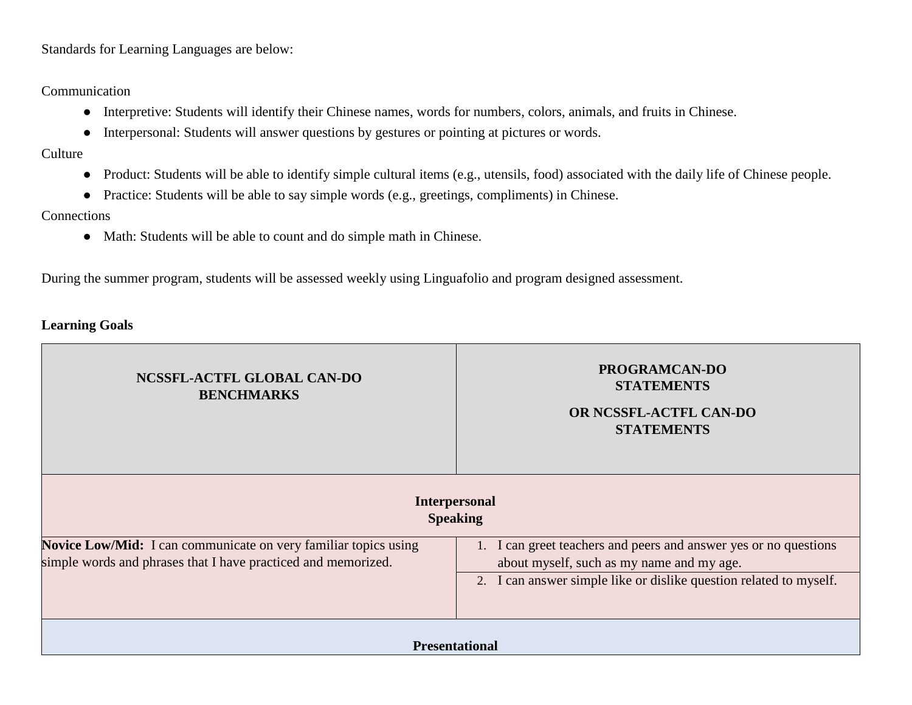Standards for Learning Languages are below:

Communication

- Interpretive: Students will identify their Chinese names, words for numbers, colors, animals, and fruits in Chinese.
- Interpersonal: Students will answer questions by gestures or pointing at pictures or words.

Culture

- Product: Students will be able to identify simple cultural items (e.g., utensils, food) associated with the daily life of Chinese people.
- Practice: Students will be able to say simple words (e.g., greetings, compliments) in Chinese.

Connections

- Math: Students will be able to count and do simple math in Chinese.

During the summer program, students will be assessed weekly using Linguafolio and program designed assessment.

**Learning Goals**

| NCSSFL-ACTFL GLOBAL CAN-DO BENCHMARKS | PROGRAMCAN-DO STATEMENTS<br><br>OR NCSSFL-ACTFL CAN-DO STATEMENTS |
|---|---|
| **Interpersonal Speaking** | |
| **Novice Low/Mid:** I can communicate on very familiar topics using simple words and phrases that I have practiced and memorized. | 1. I can greet teachers and peers and answer yes or no questions about myself, such as my name and my age. |
| | 2. I can answer simple like or dislike question related to myself. |
| **Presentational** | |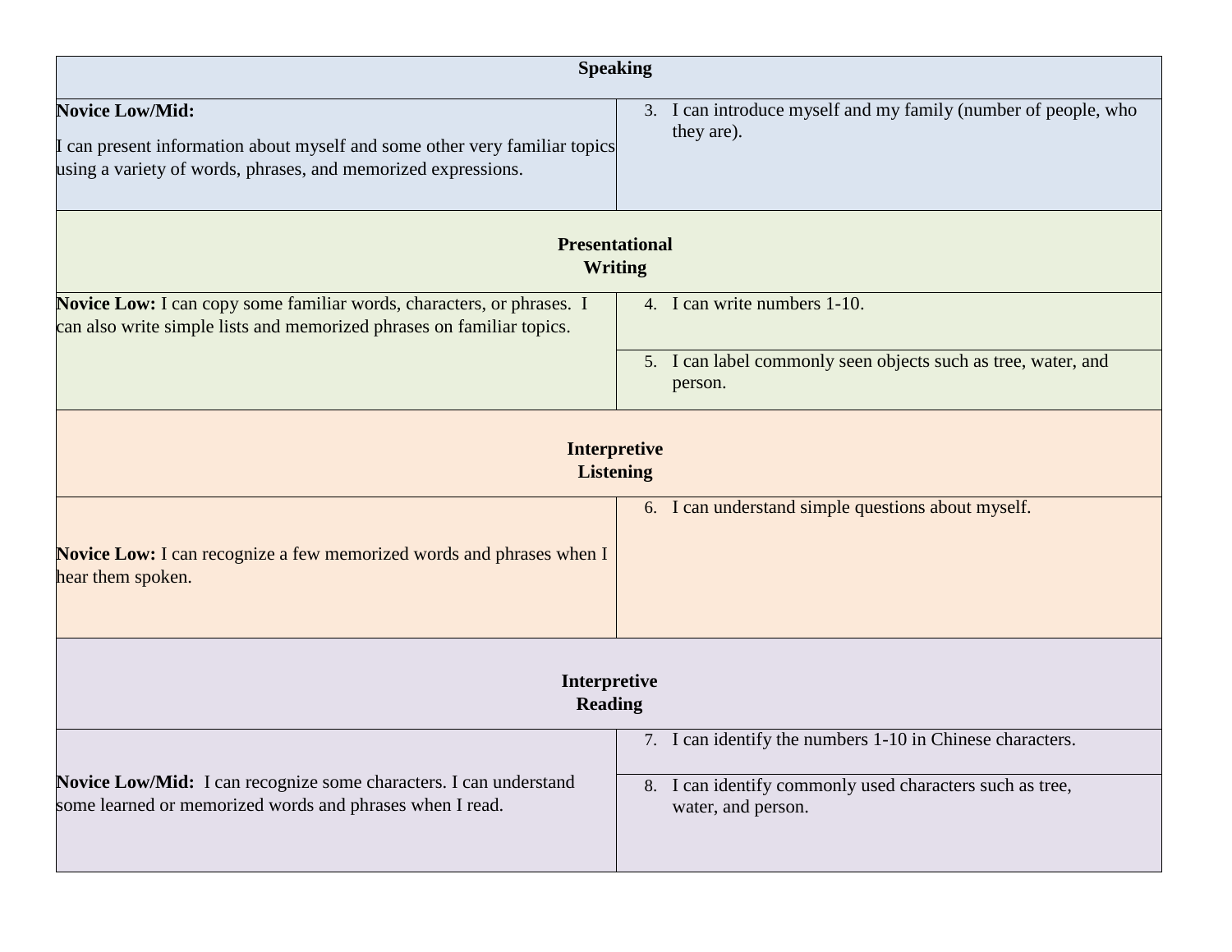| Speaking | |
|---|---|
| **Novice Low/Mid:** I can present information about myself and some other very familiar topics using a variety of words, phrases, and memorized expressions. | 3. I can introduce myself and my family (number of people, who they are). |
| **Presentational Writing** | |
| **Novice Low:** I can copy some familiar words, characters, or phrases. I can also write simple lists and memorized phrases on familiar topics. | 4. I can write numbers 1-10. |
| | 5. I can label commonly seen objects such as tree, water, and person. |
| **Interpretive Listening** | |
| **Novice Low:** I can recognize a few memorized words and phrases when I hear them spoken. | 6. I can understand simple questions about myself. |
| **Interpretive Reading** | |
| **Novice Low/Mid:** I can recognize some characters. I can understand some learned or memorized words and phrases when I read. | 7. I can identify the numbers 1-10 in Chinese characters. |
| | 8. I can identify commonly used characters such as tree, water, and person. |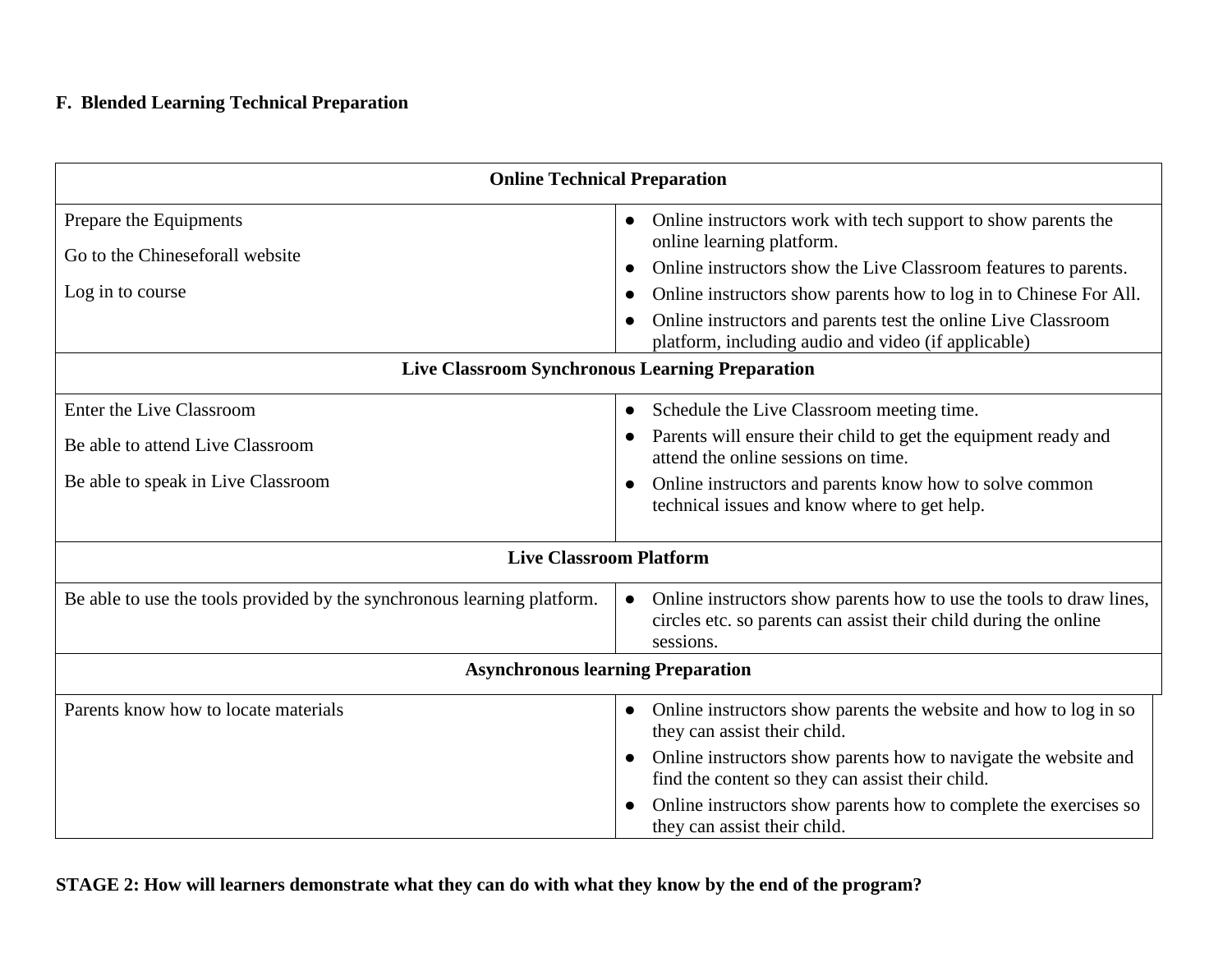**F. Blended Learning Technical Preparation**

| Online Technical Preparation | |
|---|---|
| Prepare the Equipments<br><br>Go to the Chineseforall website<br><br>Log in to course | • Online instructors work with tech support to show parents the online learning platform.<br>• Online instructors show the Live Classroom features to parents.<br>• Online instructors show parents how to log in to Chinese For All.<br>• Online instructors and parents test the online Live Classroom platform, including audio and video (if applicable) |
| **Live Classroom Synchronous Learning Preparation** | |
| Enter the Live Classroom<br><br>Be able to attend Live Classroom<br><br>Be able to speak in Live Classroom | • Schedule the Live Classroom meeting time.<br>• Parents will ensure their child to get the equipment ready and attend the online sessions on time.<br>• Online instructors and parents know how to solve common technical issues and know where to get help. |
| **Live Classroom Platform** | |
| Be able to use the tools provided by the synchronous learning platform. | • Online instructors show parents how to use the tools to draw lines, circles etc. so parents can assist their child during the online sessions. |
| **Asynchronous learning Preparation** | |
| Parents know how to locate materials | • Online instructors show parents the website and how to log in so they can assist their child.<br>• Online instructors show parents how to navigate the website and find the content so they can assist their child.<br>• Online instructors show parents how to complete the exercises so they can assist their child. |

**STAGE 2: How will learners demonstrate what they can do with what they know by the end of the program?**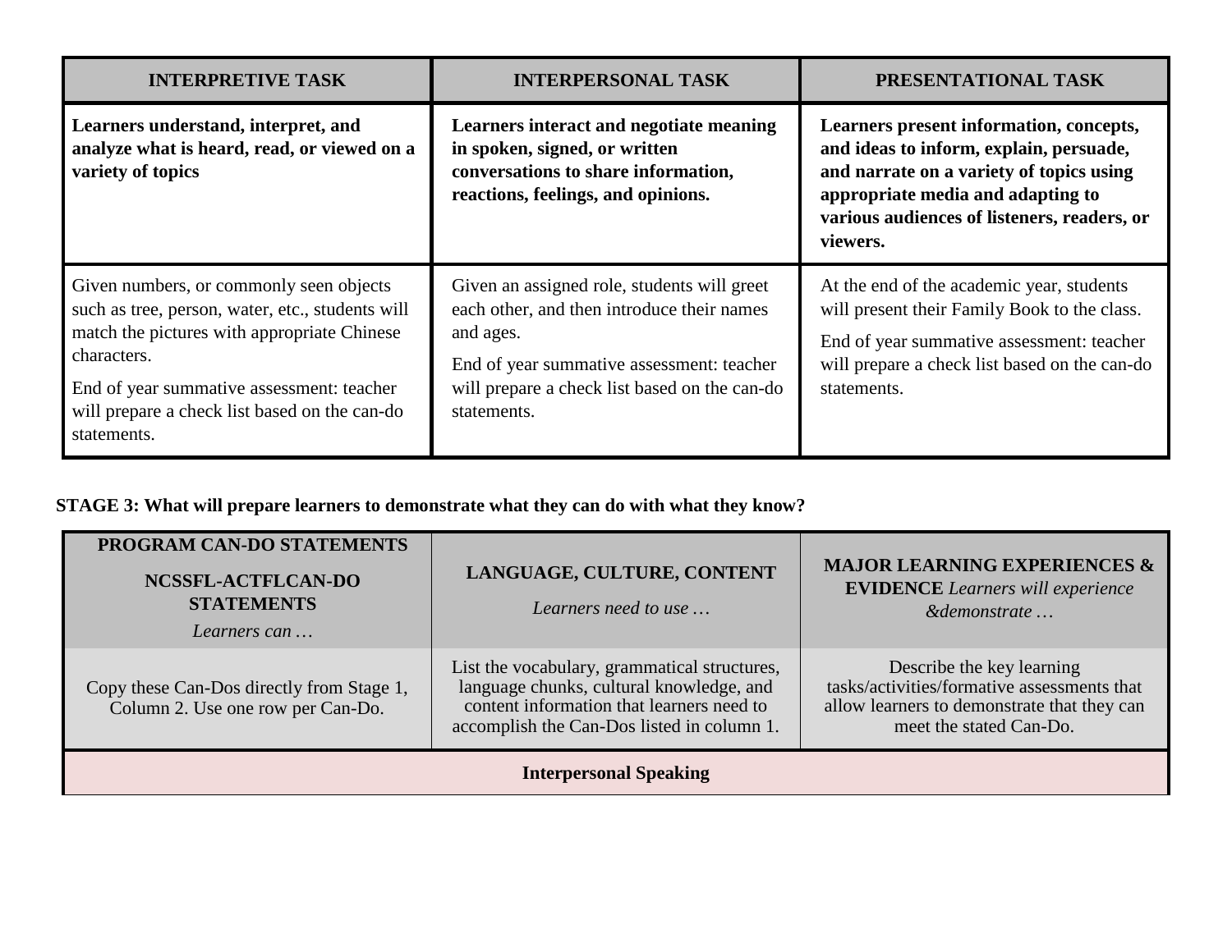| INTERPRETIVE TASK | INTERPERSONAL TASK | PRESENTATIONAL TASK |
|---|---|---|
| **Learners understand, interpret, and analyze what is heard, read, or viewed on a variety of topics** | **Learners interact and negotiate meaning in spoken, signed, or written conversations to share information, reactions, feelings, and opinions.** | **Learners present information, concepts, and ideas to inform, explain, persuade, and narrate on a variety of topics using appropriate media and adapting to various audiences of listeners, readers, or viewers.** |
| Given numbers, or commonly seen objects such as tree, person, water, etc., students will match the pictures with appropriate Chinese characters.<br><br>End of year summative assessment: teacher will prepare a check list based on the can-do statements. | Given an assigned role, students will greet each other, and then introduce their names and ages.<br><br>End of year summative assessment: teacher will prepare a check list based on the can-do statements. | At the end of the academic year, students will present their Family Book to the class.<br><br>End of year summative assessment: teacher will prepare a check list based on the can-do statements. |

**STAGE 3: What will prepare learners to demonstrate what they can do with what they know?**

| **PROGRAM CAN-DO STATEMENTS**<br>**NCSSFL-ACTFLCAN-DO STATEMENTS**<br>*Learners can …* | **LANGUAGE, CULTURE, CONTENT**<br>*Learners need to use …* | **MAJOR LEARNING EXPERIENCES & EVIDENCE** *Learners will experience &demonstrate …* |
|---|---|---|
| Copy these Can-Dos directly from Stage 1, Column 2. Use one row per Can-Do. | List the vocabulary, grammatical structures, language chunks, cultural knowledge, and content information that learners need to accomplish the Can-Dos listed in column 1. | Describe the key learning tasks/activities/formative assessments that allow learners to demonstrate that they can meet the stated Can-Do. |
| **Interpersonal Speaking** | | |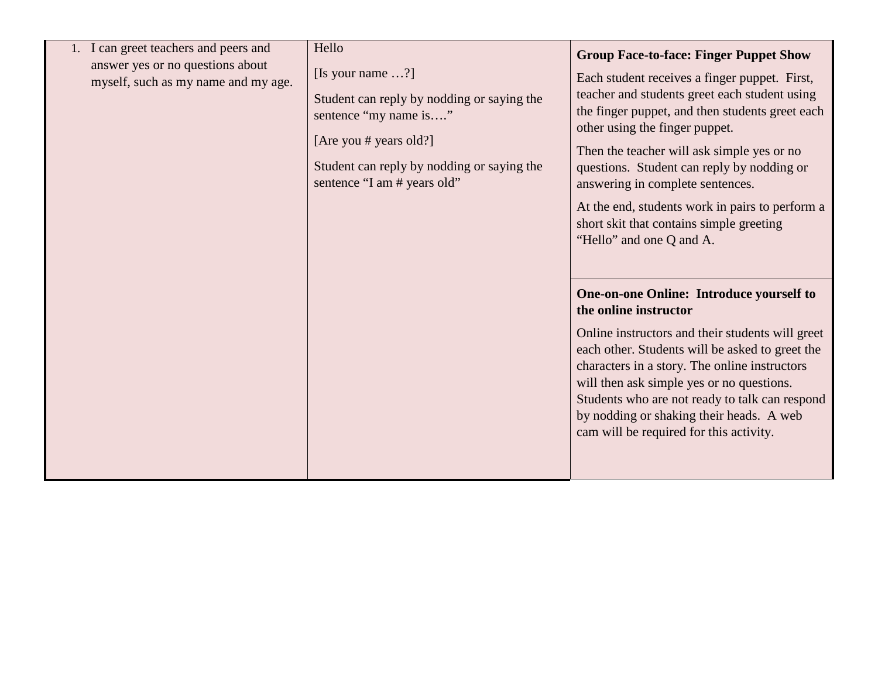| | | |
|---|---|---|
| 1. I can greet teachers and peers and answer yes or no questions about myself, such as my name and my age. | Hello<br><br>[Is your name …?]<br><br>Student can reply by nodding or saying the sentence "my name is…."<br><br>[Are you # years old?]<br><br>Student can reply by nodding or saying the sentence "I am # years old" | **Group Face-to-face: Finger Puppet Show**<br><br>Each student receives a finger puppet. First, teacher and students greet each student using the finger puppet, and then students greet each other using the finger puppet.<br><br>Then the teacher will ask simple yes or no questions. Student can reply by nodding or answering in complete sentences.<br><br>At the end, students work in pairs to perform a short skit that contains simple greeting "Hello" and one Q and A. |
| | | **One-on-one Online: Introduce yourself to the online instructor**<br><br>Online instructors and their students will greet each other. Students will be asked to greet the characters in a story. The online instructors will then ask simple yes or no questions. Students who are not ready to talk can respond by nodding or shaking their heads. A web cam will be required for this activity. |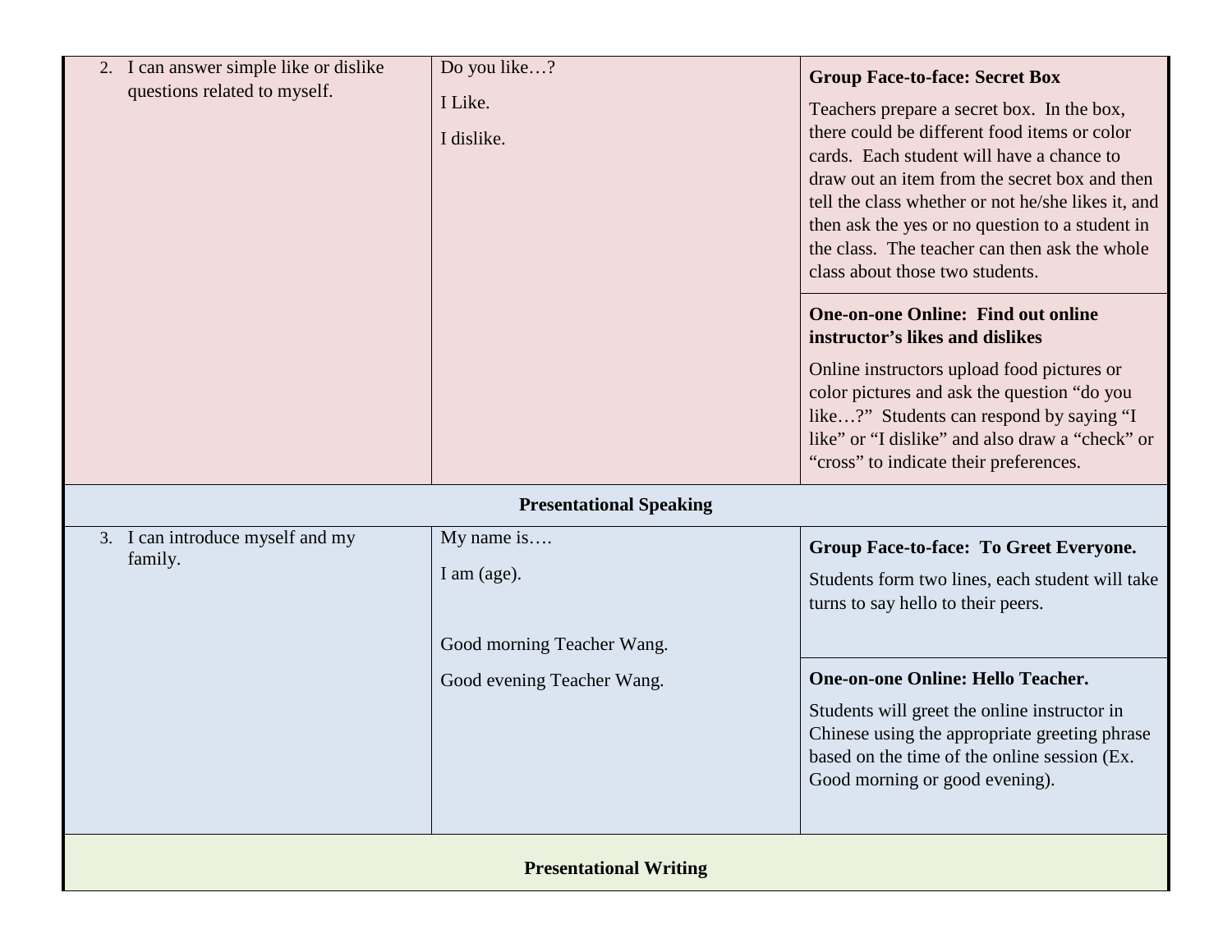| | | |
|---|---|---|
| 2. I can answer simple like or dislike questions related to myself. | Do you like…?<br><br>I Like.<br><br>I dislike. | **Group Face-to-face: Secret Box**<br><br>Teachers prepare a secret box. In the box, there could be different food items or color cards. Each student will have a chance to draw out an item from the secret box and then tell the class whether or not he/she likes it, and then ask the yes or no question to a student in the class. The teacher can then ask the whole class about those two students. |
| | | **One-on-one Online: Find out online instructor's likes and dislikes**<br><br>Online instructors upload food pictures or color pictures and ask the question "do you like…?" Students can respond by saying "I like" or "I dislike" and also draw a "check" or "cross" to indicate their preferences. |
| **Presentational Speaking** | | |
| 3. I can introduce myself and my family. | My name is….<br><br>I am (age).<br><br>Good morning Teacher Wang.<br><br>Good evening Teacher Wang. | **Group Face-to-face: To Greet Everyone.**<br><br>Students form two lines, each student will take turns to say hello to their peers. |
| | | **One-on-one Online: Hello Teacher.**<br><br>Students will greet the online instructor in Chinese using the appropriate greeting phrase based on the time of the online session (Ex. Good morning or good evening). |
| **Presentational Writing** | | |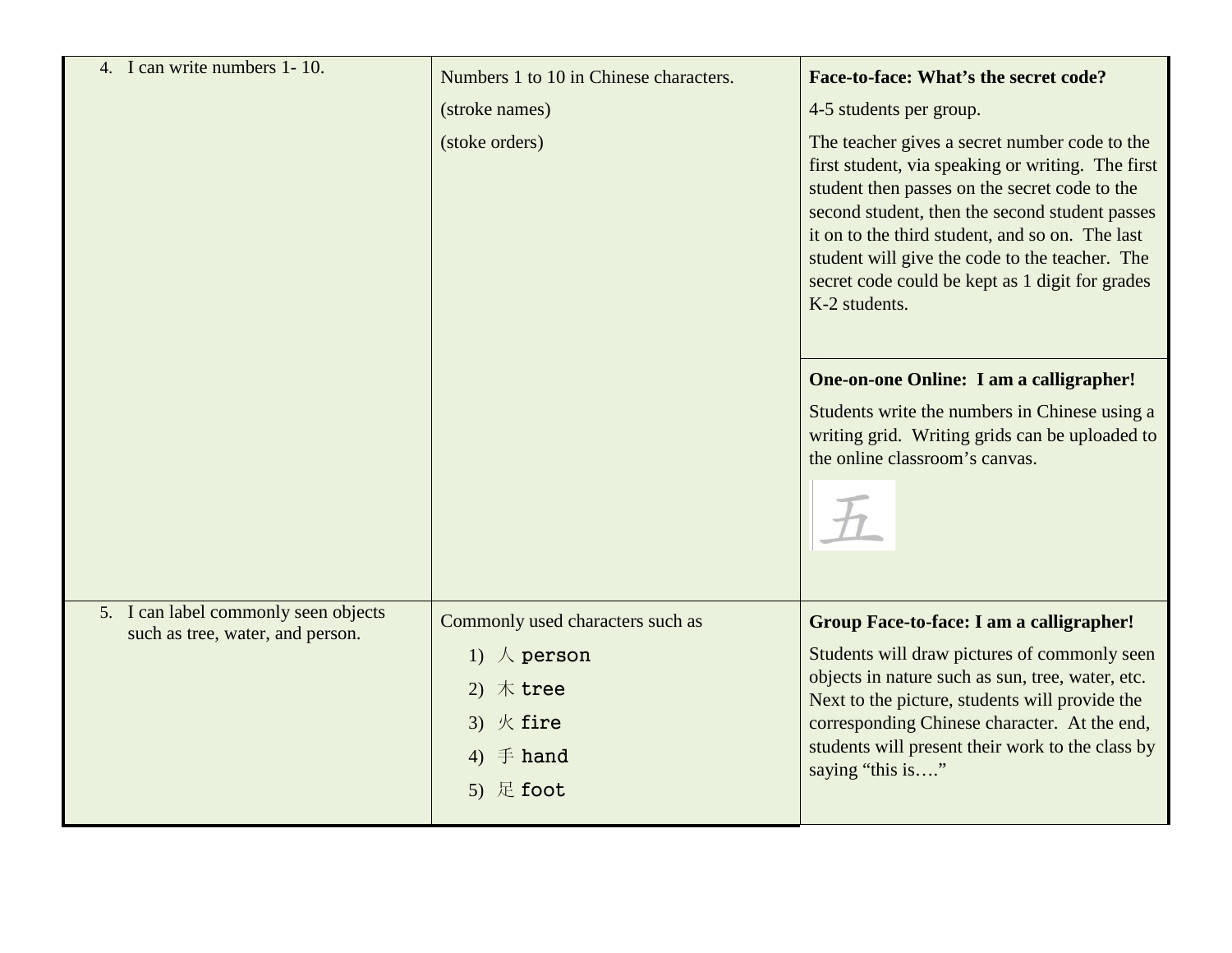| | | |
|---|---|---|
| 4. I can write numbers 1- 10. | Numbers 1 to 10 in Chinese characters.<br>(stroke names)<br>(stoke orders) | **Face-to-face: What's the secret code?**<br>4-5 students per group.<br>The teacher gives a secret number code to the first student, via speaking or writing. The first student then passes on the secret code to the second student, then the second student passes it on to the third student, and so on. The last student will give the code to the teacher. The secret code could be kept as 1 digit for grades K-2 students. |
| | | **One-on-one Online: I am a calligrapher!**<br>Students write the numbers in Chinese using a writing grid. Writing grids can be uploaded to the online classroom's canvas.<br>五 |
| 5. I can label commonly seen objects such as tree, water, and person. | Commonly used characters such as<br>1) 人 person<br>2) 木 tree<br>3) 火 fire<br>4) 手 hand<br>5) 足 foot | **Group Face-to-face: I am a calligrapher!**<br>Students will draw pictures of commonly seen objects in nature such as sun, tree, water, etc. Next to the picture, students will provide the corresponding Chinese character. At the end, students will present their work to the class by saying "this is…." |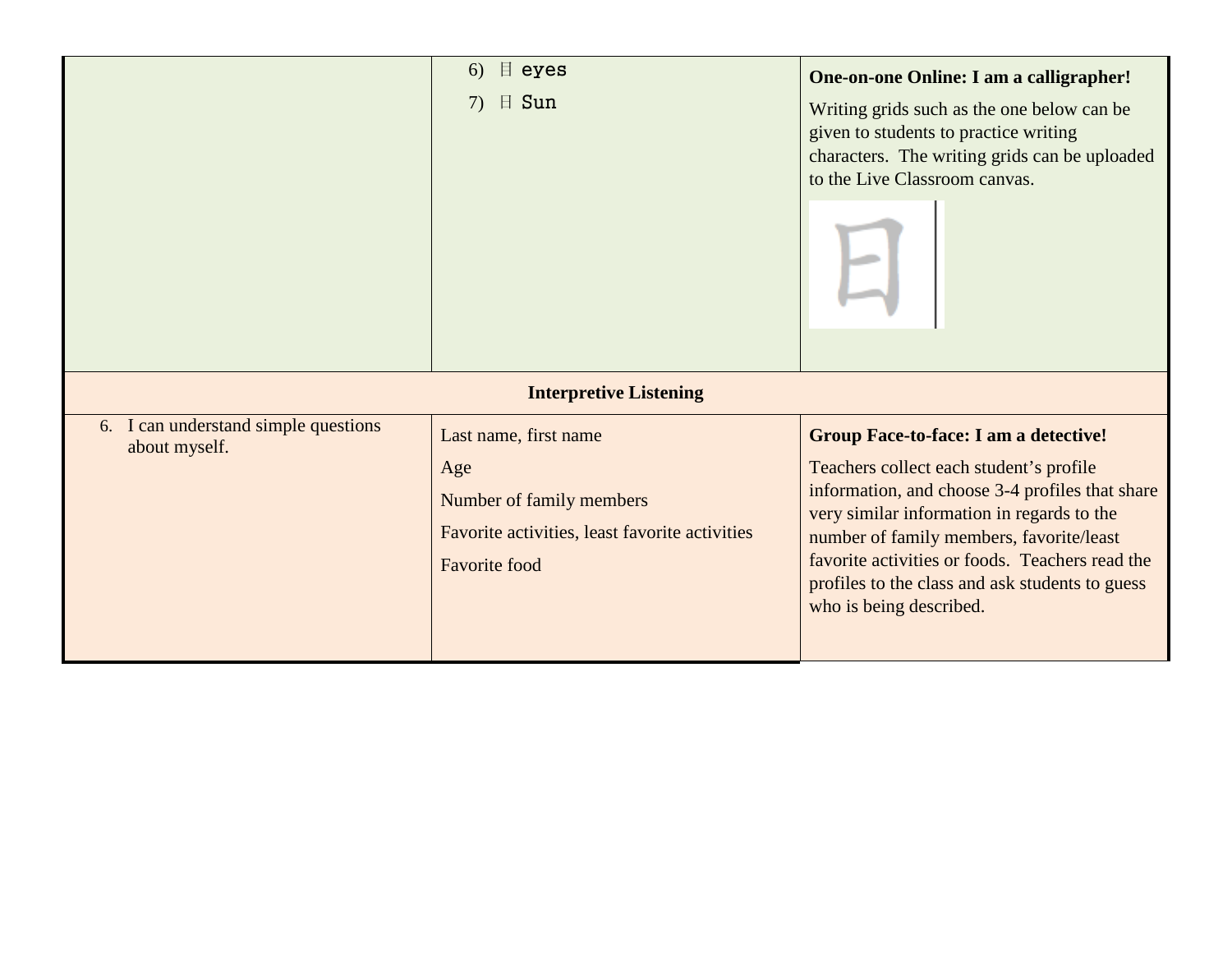| | | |
|---|---|---|
| | 6) 目 eyes<br>7) 日 Sun | **One-on-one Online: I am a calligrapher!**<br>Writing grids such as the one below can be given to students to practice writing characters. The writing grids can be uploaded to the Live Classroom canvas.<br>日 |
| **Interpretive Listening** | | |
| 6. I can understand simple questions about myself. | Last name, first name<br>Age<br>Number of family members<br>Favorite activities, least favorite activities<br>Favorite food | **Group Face-to-face: I am a detective!**<br>Teachers collect each student's profile information, and choose 3-4 profiles that share very similar information in regards to the number of family members, favorite/least favorite activities or foods. Teachers read the profiles to the class and ask students to guess who is being described. |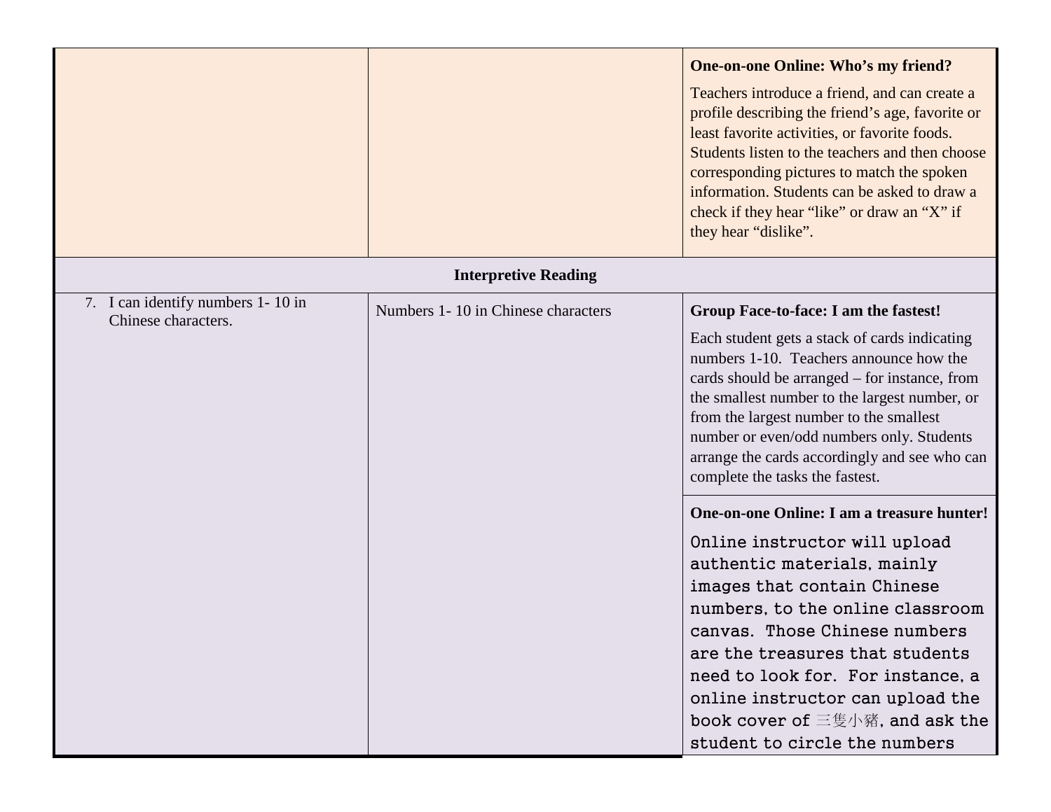| | | |
|---|---|---|
| | | **One-on-one Online: Who's my friend?**<br><br>Teachers introduce a friend, and can create a profile describing the friend's age, favorite or least favorite activities, or favorite foods. Students listen to the teachers and then choose corresponding pictures to match the spoken information. Students can be asked to draw a check if they hear "like" or draw an "X" if they hear "dislike". |
| **Interpretive Reading** | | |
| 7. I can identify numbers 1- 10 in Chinese characters. | Numbers 1- 10 in Chinese characters | **Group Face-to-face: I am the fastest!**<br><br>Each student gets a stack of cards indicating numbers 1-10. Teachers announce how the cards should be arranged – for instance, from the smallest number to the largest number, or from the largest number to the smallest number or even/odd numbers only. Students arrange the cards accordingly and see who can complete the tasks the fastest. |
| | | **One-on-one Online: I am a treasure hunter!**<br><br>Online instructor will upload authentic materials, mainly images that contain Chinese numbers, to the online classroom canvas. Those Chinese numbers are the treasures that students need to look for. For instance, a online instructor can upload the book cover of 三隻小豬, and ask the student to circle the numbers |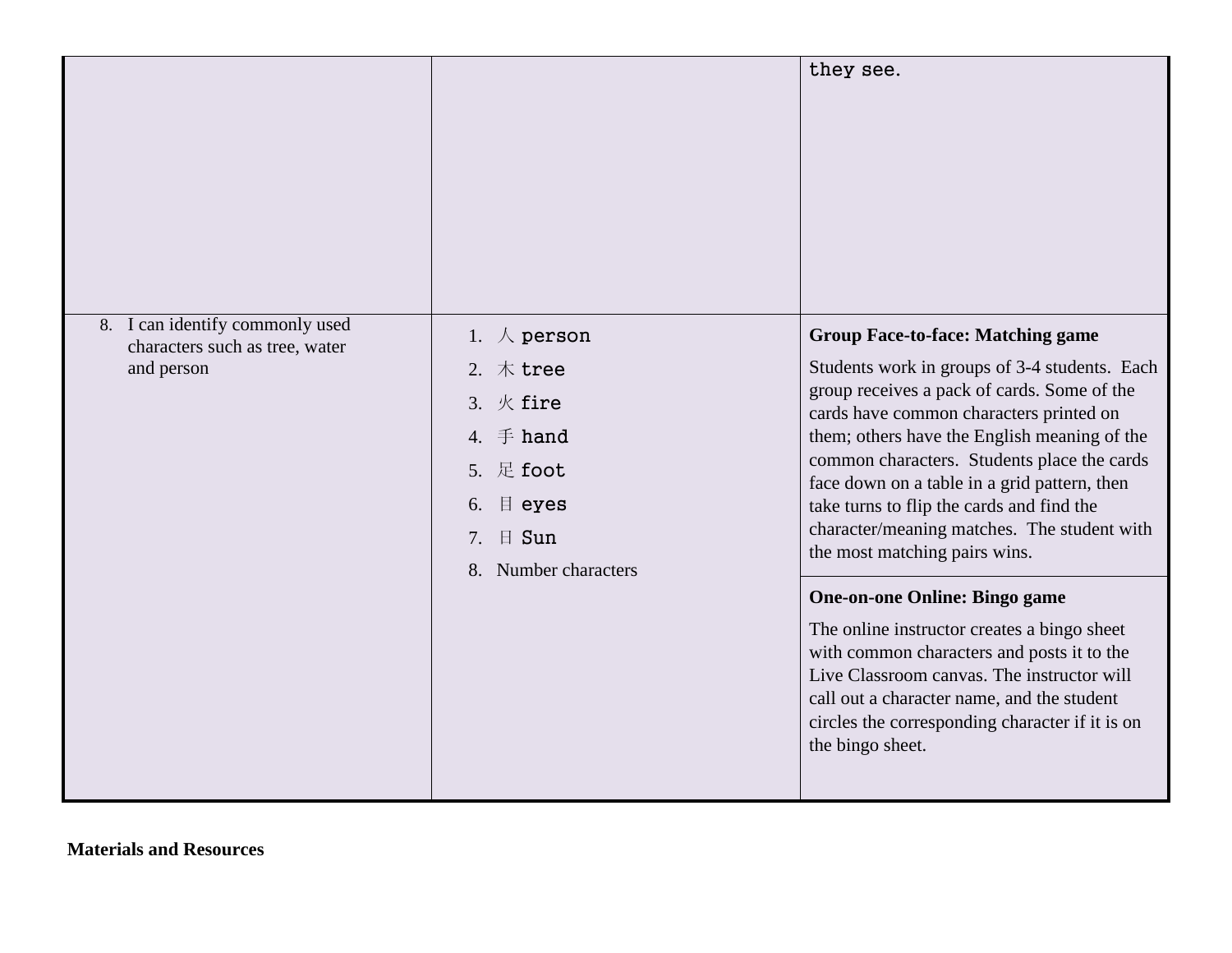|  |  |  |
|---|---|---|
|  |  | they see. |
| 8. I can identify commonly used characters such as tree, water and person | 1. 人 person<br>2. 木 tree<br>3. 火 fire<br>4. 手 hand<br>5. 足 foot<br>6. 目 eyes<br>7. 日 Sun<br>8. Number characters | **Group Face-to-face: Matching game**<br><br>Students work in groups of 3-4 students. Each group receives a pack of cards. Some of the cards have common characters printed on them; others have the English meaning of the common characters. Students place the cards face down on a table in a grid pattern, then take turns to flip the cards and find the character/meaning matches. The student with the most matching pairs wins. |
|  |  | **One-on-one Online: Bingo game**<br><br>The online instructor creates a bingo sheet with common characters and posts it to the Live Classroom canvas. The instructor will call out a character name, and the student circles the corresponding character if it is on the bingo sheet. |

**Materials and Resources**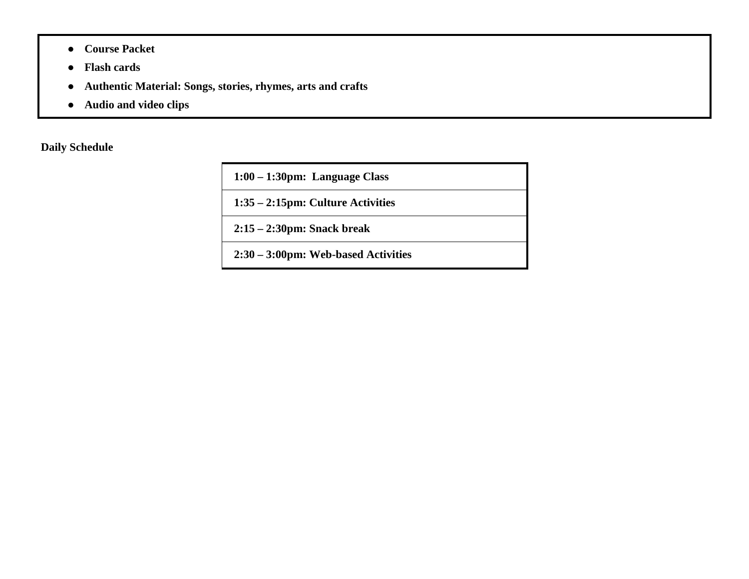- **Course Packet**
- **Flash cards**
- **Authentic Material: Songs, stories, rhymes, arts and crafts**
- **Audio and video clips**

**Daily Schedule**

| |
|---|
| **1:00 – 1:30pm: Language Class** |
| **1:35 – 2:15pm: Culture Activities** |
| **2:15 – 2:30pm: Snack break** |
| **2:30 – 3:00pm: Web-based Activities** |